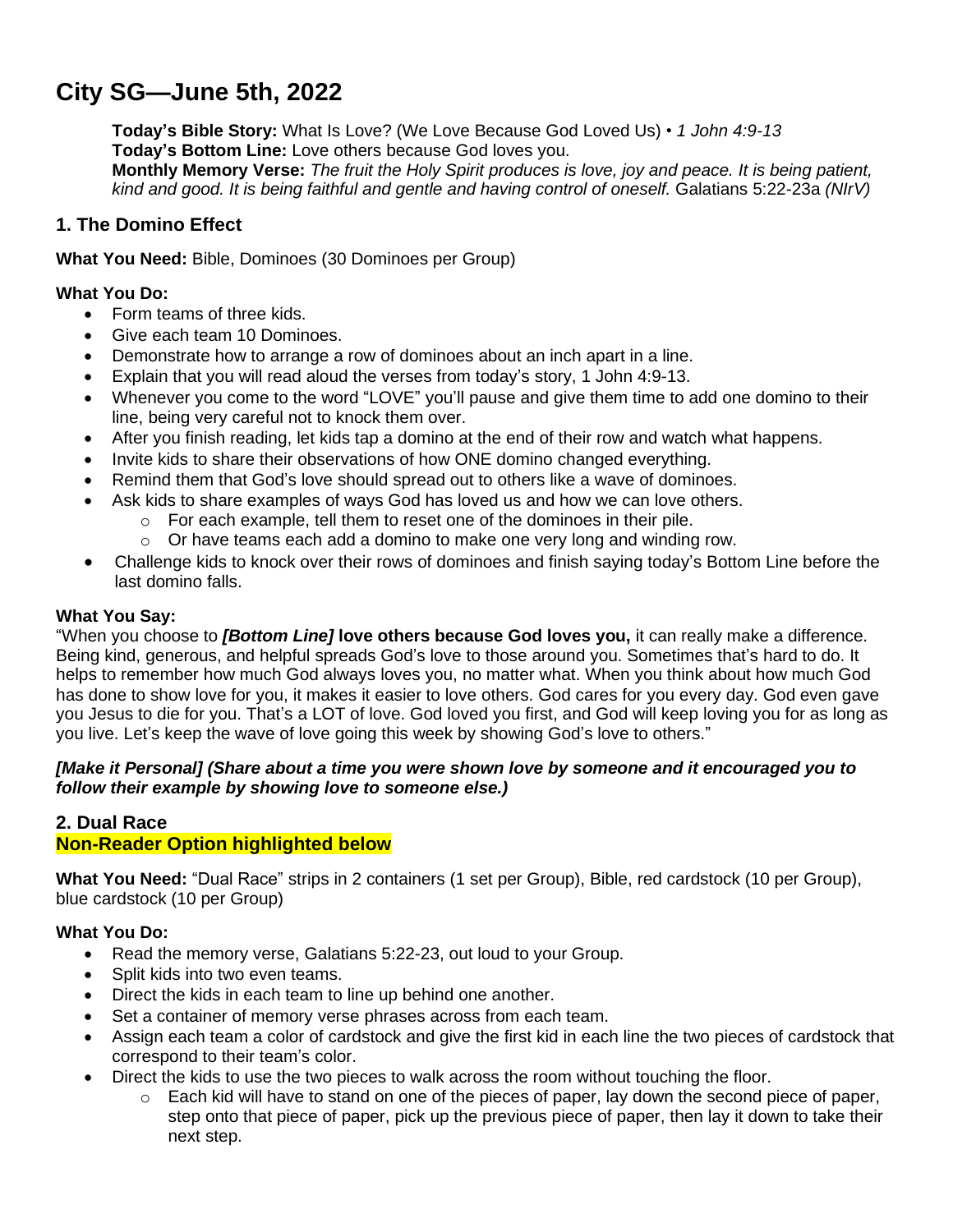# City SG—June 5th, 2022

**Today's Bible Story:** What Is Love? (We Love Because God Loved Us) • *1 John 4:9-13*
**Today's Bottom Line:** Love others because God loves you.
**Monthly Memory Verse:** *The fruit the Holy Spirit produces is love, joy and peace. It is being patient, kind and good. It is being faithful and gentle and having control of oneself.* Galatians 5:22-23a *(NIrV)*

## 1. The Domino Effect

**What You Need:** Bible, Dominoes (30 Dominoes per Group)

**What You Do:**

- Form teams of three kids.
- Give each team 10 Dominoes.
- Demonstrate how to arrange a row of dominoes about an inch apart in a line.
- Explain that you will read aloud the verses from today's story, 1 John 4:9-13.
- Whenever you come to the word "LOVE" you'll pause and give them time to add one domino to their line, being very careful not to knock them over.
- After you finish reading, let kids tap a domino at the end of their row and watch what happens.
- Invite kids to share their observations of how ONE domino changed everything.
- Remind them that God's love should spread out to others like a wave of dominoes.
- Ask kids to share examples of ways God has loved us and how we can love others.
    - For each example, tell them to reset one of the dominoes in their pile.
    - Or have teams each add a domino to make one very long and winding row.
- Challenge kids to knock over their rows of dominoes and finish saying today's Bottom Line before the last domino falls.

**What You Say:**
"When you choose to ***[Bottom Line]*** **love others because God loves you,** it can really make a difference. Being kind, generous, and helpful spreads God's love to those around you. Sometimes that's hard to do. It helps to remember how much God always loves you, no matter what. When you think about how much God has done to show love for you, it makes it easier to love others. God cares for you every day. God even gave you Jesus to die for you. That's a LOT of love. God loved you first, and God will keep loving you for as long as you live. Let's keep the wave of love going this week by showing God's love to others."

***[Make it Personal] (Share about a time you were shown love by someone and it encouraged you to follow their example by showing love to someone else.)***

## 2. Dual Race

**Non-Reader Option highlighted below**

**What You Need:** "Dual Race" strips in 2 containers (1 set per Group), Bible, red cardstock (10 per Group), blue cardstock (10 per Group)

**What You Do:**

- Read the memory verse, Galatians 5:22-23, out loud to your Group.
- Split kids into two even teams.
- Direct the kids in each team to line up behind one another.
- Set a container of memory verse phrases across from each team.
- Assign each team a color of cardstock and give the first kid in each line the two pieces of cardstock that correspond to their team's color.
- Direct the kids to use the two pieces to walk across the room without touching the floor.
    - Each kid will have to stand on one of the pieces of paper, lay down the second piece of paper, step onto that piece of paper, pick up the previous piece of paper, then lay it down to take their next step.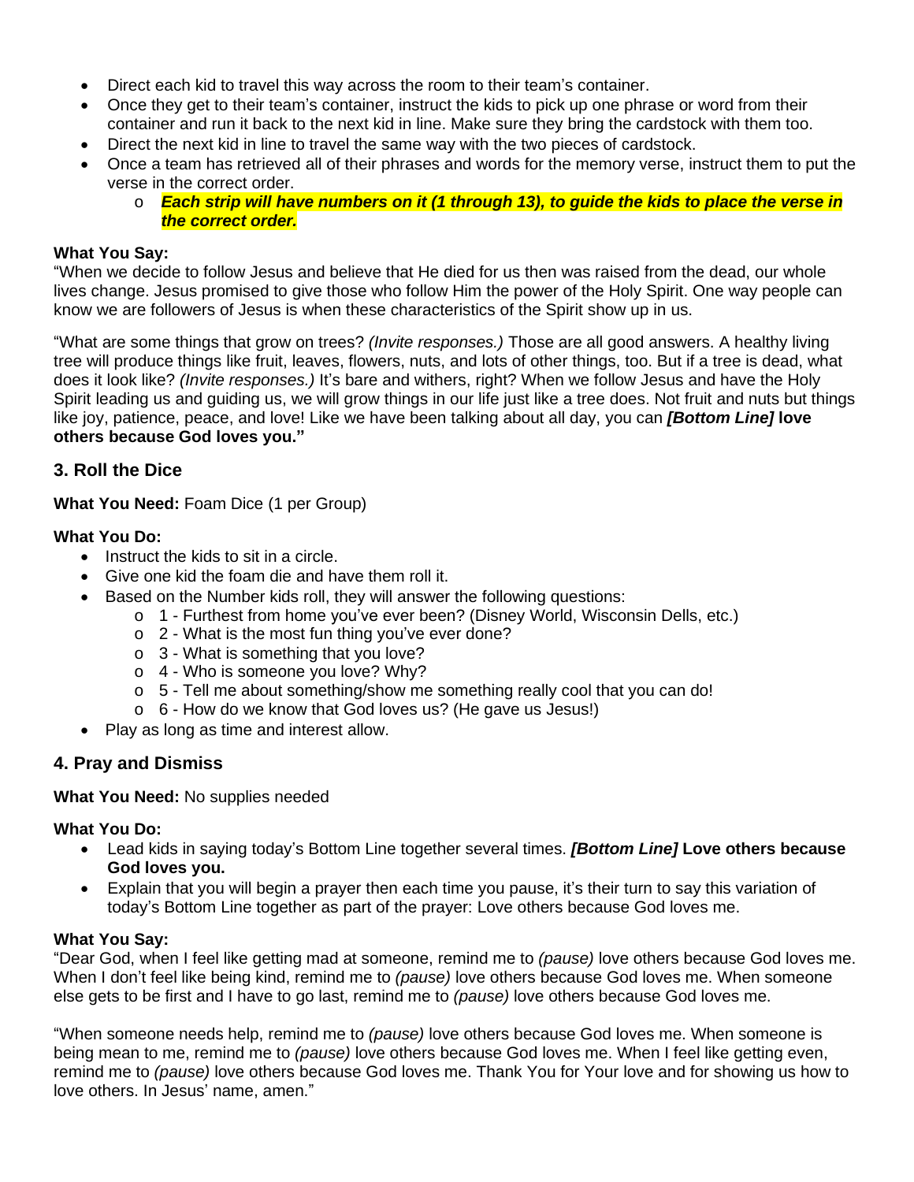- Direct each kid to travel this way across the room to their team's container.
- Once they get to their team's container, instruct the kids to pick up one phrase or word from their container and run it back to the next kid in line. Make sure they bring the cardstock with them too.
- Direct the next kid in line to travel the same way with the two pieces of cardstock.
- Once a team has retrieved all of their phrases and words for the memory verse, instruct them to put the verse in the correct order.
  - ***Each strip will have numbers on it (1 through 13), to guide the kids to place the verse in the correct order.***

**What You Say:**
"When we decide to follow Jesus and believe that He died for us then was raised from the dead, our whole lives change. Jesus promised to give those who follow Him the power of the Holy Spirit. One way people can know we are followers of Jesus is when these characteristics of the Spirit show up in us.

"What are some things that grow on trees? *(Invite responses.)* Those are all good answers. A healthy living tree will produce things like fruit, leaves, flowers, nuts, and lots of other things, too. But if a tree is dead, what does it look like? *(Invite responses.)* It's bare and withers, right? When we follow Jesus and have the Holy Spirit leading us and guiding us, we will grow things in our life just like a tree does. Not fruit and nuts but things like joy, patience, peace, and love! Like we have been talking about all day, you can ***[Bottom Line]*** **love others because God loves you."**

### 3. Roll the Dice

**What You Need:** Foam Dice (1 per Group)

**What You Do:**
- Instruct the kids to sit in a circle.
- Give one kid the foam die and have them roll it.
- Based on the Number kids roll, they will answer the following questions:
  - 1 - Furthest from home you've ever been? (Disney World, Wisconsin Dells, etc.)
  - 2 - What is the most fun thing you've ever done?
  - 3 - What is something that you love?
  - 4 - Who is someone you love? Why?
  - 5 - Tell me about something/show me something really cool that you can do!
  - 6 - How do we know that God loves us? (He gave us Jesus!)
- Play as long as time and interest allow.

### 4. Pray and Dismiss

**What You Need:** No supplies needed

**What You Do:**
- Lead kids in saying today's Bottom Line together several times. ***[Bottom Line]*** **Love others because God loves you.**
- Explain that you will begin a prayer then each time you pause, it's their turn to say this variation of today's Bottom Line together as part of the prayer: Love others because God loves me.

**What You Say:**
"Dear God, when I feel like getting mad at someone, remind me to *(pause)* love others because God loves me. When I don't feel like being kind, remind me to *(pause)* love others because God loves me. When someone else gets to be first and I have to go last, remind me to *(pause)* love others because God loves me.

"When someone needs help, remind me to *(pause)* love others because God loves me. When someone is being mean to me, remind me to *(pause)* love others because God loves me. When I feel like getting even, remind me to *(pause)* love others because God loves me. Thank You for Your love and for showing us how to love others. In Jesus' name, amen."